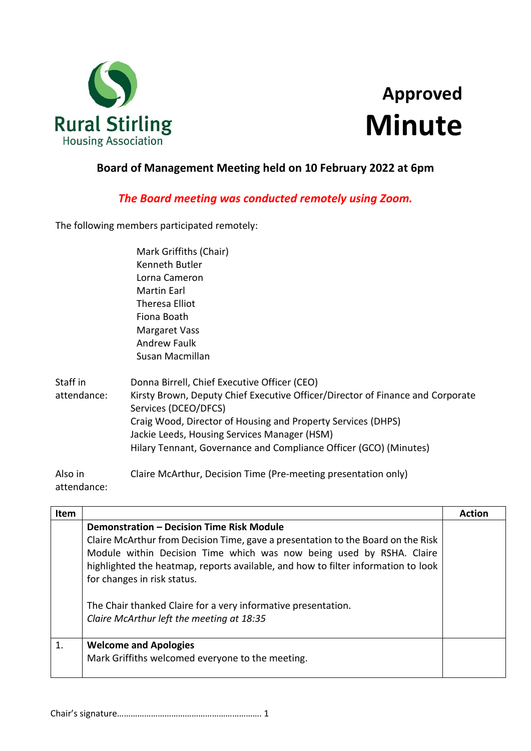Rural Stirling Housing Association

# Approved Minute

## Board of Management Meeting held on 10 February 2022 at 6pm

***The Board meeting was conducted remotely using Zoom.***

The following members participated remotely:

Mark Griffiths (Chair)
Kenneth Butler
Lorna Cameron
Martin Earl
Theresa Elliot
Fiona Boath
Margaret Vass
Andrew Faulk
Susan Macmillan

Staff in attendance:
Donna Birrell, Chief Executive Officer (CEO)
Kirsty Brown, Deputy Chief Executive Officer/Director of Finance and Corporate Services (DCEO/DFCS)
Craig Wood, Director of Housing and Property Services (DHPS)
Jackie Leeds, Housing Services Manager (HSM)
Hilary Tennant, Governance and Compliance Officer (GCO) (Minutes)

Also in attendance:
Claire McArthur, Decision Time (Pre-meeting presentation only)

| Item | | Action |
|---|---|---|
| | **Demonstration – Decision Time Risk Module**<br>Claire McArthur from Decision Time, gave a presentation to the Board on the Risk Module within Decision Time which was now being used by RSHA. Claire highlighted the heatmap, reports available, and how to filter information to look for changes in risk status.<br><br>The Chair thanked Claire for a very informative presentation.<br>*Claire McArthur left the meeting at 18:35* | |
| 1. | **Welcome and Apologies**<br>Mark Griffiths welcomed everyone to the meeting. | |

Chair's signature……………………………………………………….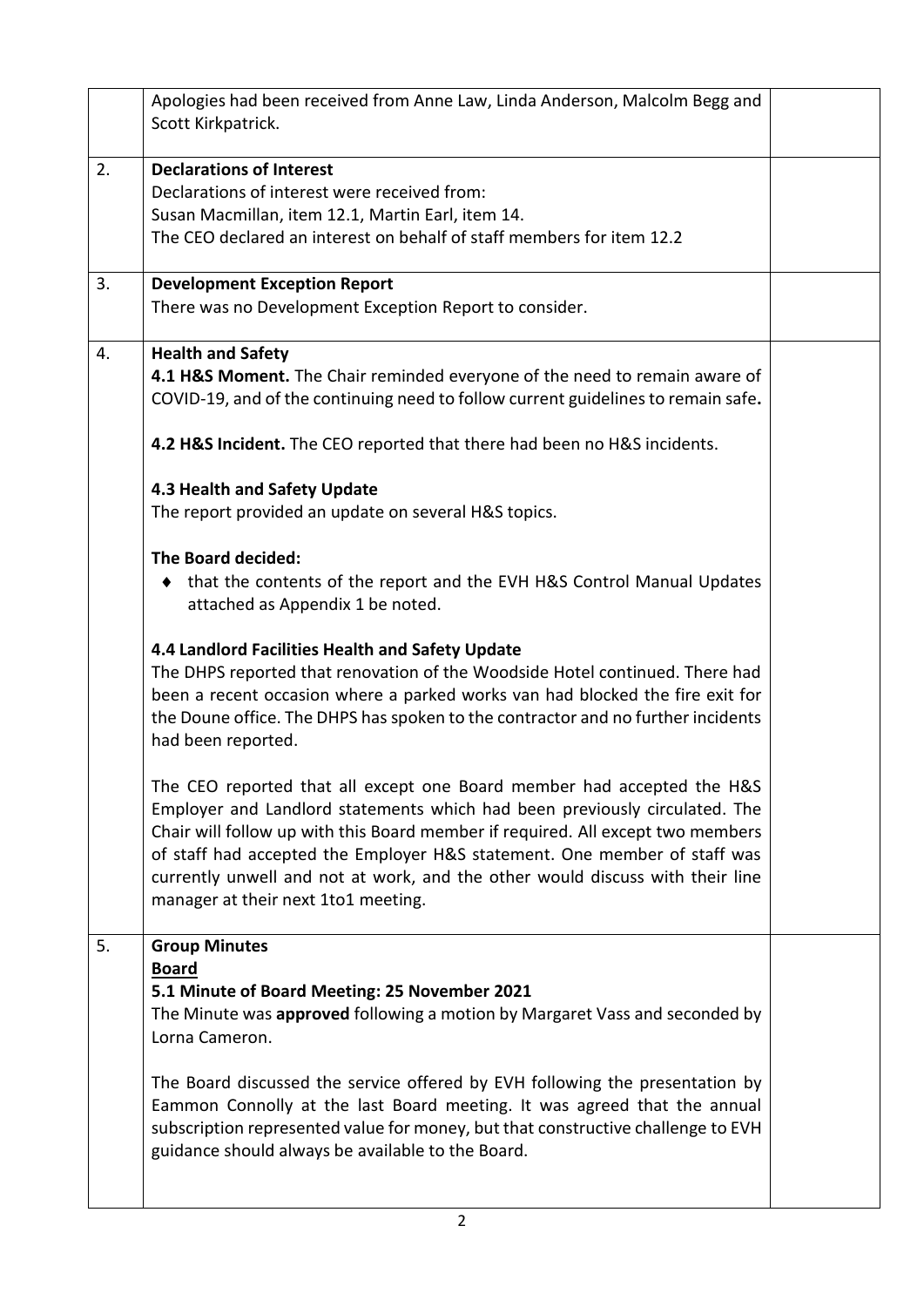| | | |
|---|---|---|
| | Apologies had been received from Anne Law, Linda Anderson, Malcolm Begg and Scott Kirkpatrick. | |
| 2. | **Declarations of Interest**<br>Declarations of interest were received from:<br>Susan Macmillan, item 12.1, Martin Earl, item 14.<br>The CEO declared an interest on behalf of staff members for item 12.2 | |
| 3. | **Development Exception Report**<br>There was no Development Exception Report to consider. | |
| 4. | **Health and Safety**<br>**4.1 H&S Moment.** The Chair reminded everyone of the need to remain aware of COVID-19, and of the continuing need to follow current guidelines to remain safe**.**<br><br>**4.2 H&S Incident.** The CEO reported that there had been no H&S incidents.<br><br>**4.3 Health and Safety Update**<br>The report provided an update on several H&S topics.<br><br>**The Board decided:**<br>♦ that the contents of the report and the EVH H&S Control Manual Updates attached as Appendix 1 be noted.<br><br>**4.4 Landlord Facilities Health and Safety Update**<br>The DHPS reported that renovation of the Woodside Hotel continued. There had been a recent occasion where a parked works van had blocked the fire exit for the Doune office. The DHPS has spoken to the contractor and no further incidents had been reported.<br><br>The CEO reported that all except one Board member had accepted the H&S Employer and Landlord statements which had been previously circulated. The Chair will follow up with this Board member if required. All except two members of staff had accepted the Employer H&S statement. One member of staff was currently unwell and not at work, and the other would discuss with their line manager at their next 1to1 meeting. | |
| 5. | **Group Minutes**<br>**<u>Board</u>**<br>**5.1 Minute of Board Meeting: 25 November 2021**<br>The Minute was **approved** following a motion by Margaret Vass and seconded by Lorna Cameron.<br><br>The Board discussed the service offered by EVH following the presentation by Eammon Connolly at the last Board meeting. It was agreed that the annual subscription represented value for money, but that constructive challenge to EVH guidance should always be available to the Board. | |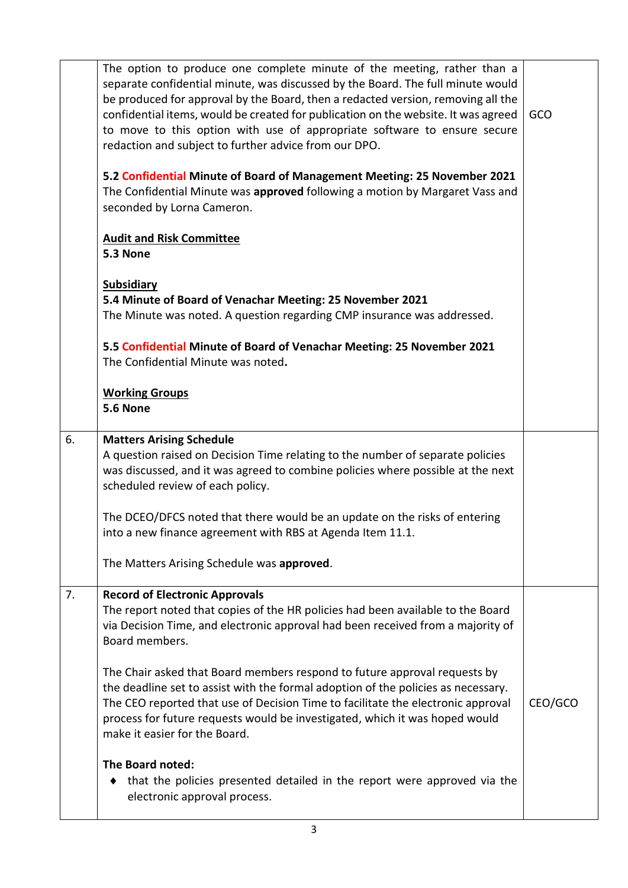| | | |
|---|---|---|
| | The option to produce one complete minute of the meeting, rather than a separate confidential minute, was discussed by the Board. The full minute would be produced for approval by the Board, then a redacted version, removing all the confidential items, would be created for publication on the website. It was agreed to move to this option with use of appropriate software to ensure secure redaction and subject to further advice from our DPO.<br><br>**5.2 Confidential Minute of Board of Management Meeting: 25 November 2021**<br>The Confidential Minute was **approved** following a motion by Margaret Vass and seconded by Lorna Cameron.<br><br>**<u>Audit and Risk Committee</u>**<br>**5.3 None**<br><br>**<u>Subsidiary</u>**<br>**5.4 Minute of Board of Venachar Meeting: 25 November 2021**<br>The Minute was noted. A question regarding CMP insurance was addressed.<br><br>**5.5 Confidential Minute of Board of Venachar Meeting: 25 November 2021**<br>The Confidential Minute was noted**.**<br><br>**<u>Working Groups</u>**<br>**5.6 None** | GCO |
| 6. | **Matters Arising Schedule**<br>A question raised on Decision Time relating to the number of separate policies was discussed, and it was agreed to combine policies where possible at the next scheduled review of each policy.<br><br>The DCEO/DFCS noted that there would be an update on the risks of entering into a new finance agreement with RBS at Agenda Item 11.1.<br><br>The Matters Arising Schedule was **approved**. | |
| 7. | **Record of Electronic Approvals**<br>The report noted that copies of the HR policies had been available to the Board via Decision Time, and electronic approval had been received from a majority of Board members.<br><br>The Chair asked that Board members respond to future approval requests by the deadline set to assist with the formal adoption of the policies as necessary. The CEO reported that use of Decision Time to facilitate the electronic approval process for future requests would be investigated, which it was hoped would make it easier for the Board.<br><br>**The Board noted:**<br>♦ that the policies presented detailed in the report were approved via the electronic approval process. | CEO/GCO |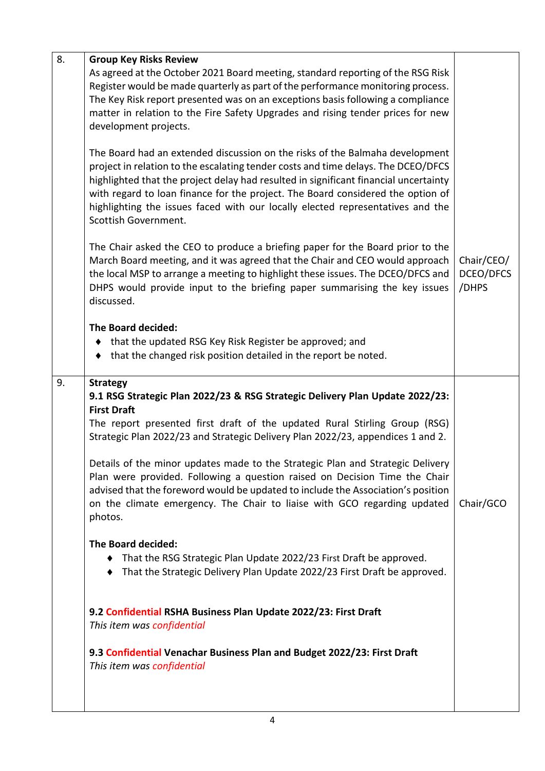| | | |
|---|---|---|
| 8. | **Group Key Risks Review**<br>As agreed at the October 2021 Board meeting, standard reporting of the RSG Risk Register would be made quarterly as part of the performance monitoring process. The Key Risk report presented was on an exceptions basis following a compliance matter in relation to the Fire Safety Upgrades and rising tender prices for new development projects.<br><br>The Board had an extended discussion on the risks of the Balmaha development project in relation to the escalating tender costs and time delays. The DCEO/DFCS highlighted that the project delay had resulted in significant financial uncertainty with regard to loan finance for the project. The Board considered the option of highlighting the issues faced with our locally elected representatives and the Scottish Government.<br><br>The Chair asked the CEO to produce a briefing paper for the Board prior to the March Board meeting, and it was agreed that the Chair and CEO would approach the local MSP to arrange a meeting to highlight these issues. The DCEO/DFCS and DHPS would provide input to the briefing paper summarising the key issues discussed.<br><br>**The Board decided:**<br>♦ that the updated RSG Key Risk Register be approved; and<br>♦ that the changed risk position detailed in the report be noted. | Chair/CEO/ DCEO/DFCS /DHPS |
| 9. | **Strategy**<br>**9.1 RSG Strategic Plan 2022/23 & RSG Strategic Delivery Plan Update 2022/23: First Draft**<br>The report presented first draft of the updated Rural Stirling Group (RSG) Strategic Plan 2022/23 and Strategic Delivery Plan 2022/23, appendices 1 and 2.<br><br>Details of the minor updates made to the Strategic Plan and Strategic Delivery Plan were provided. Following a question raised on Decision Time the Chair advised that the foreword would be updated to include the Association's position on the climate emergency. The Chair to liaise with GCO regarding updated photos.<br><br>**The Board decided:**<br>♦ That the RSG Strategic Plan Update 2022/23 First Draft be approved.<br>♦ That the Strategic Delivery Plan Update 2022/23 First Draft be approved.<br><br>**9.2 Confidential RSHA Business Plan Update 2022/23: First Draft**<br>*This item was confidential*<br><br>**9.3 Confidential Venachar Business Plan and Budget 2022/23: First Draft**<br>*This item was confidential* | Chair/GCO |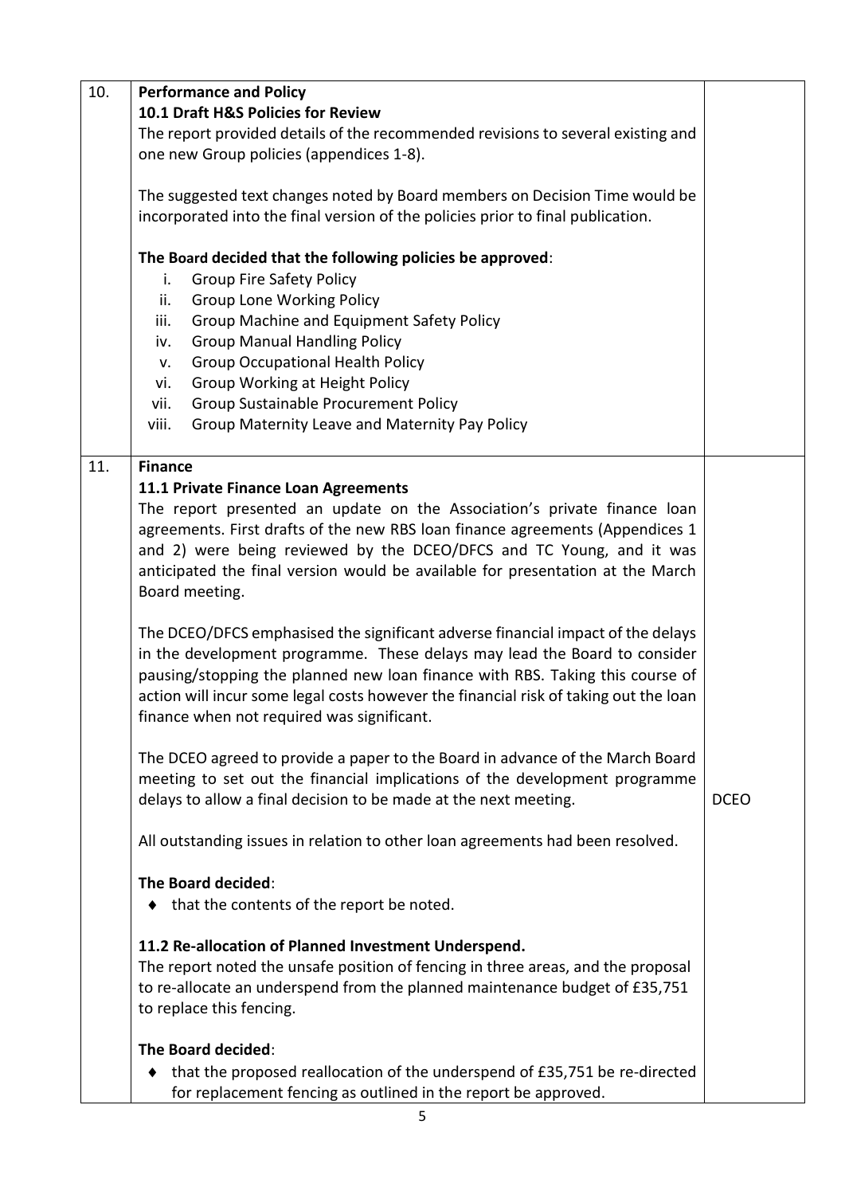| | | |
|---|---|---|
| 10. | **Performance and Policy**<br>**10.1 Draft H&S Policies for Review**<br>The report provided details of the recommended revisions to several existing and one new Group policies (appendices 1-8).<br><br>The suggested text changes noted by Board members on Decision Time would be incorporated into the final version of the policies prior to final publication.<br><br>**The Board decided that the following policies be approved**:<br>i. Group Fire Safety Policy<br>ii. Group Lone Working Policy<br>iii. Group Machine and Equipment Safety Policy<br>iv. Group Manual Handling Policy<br>v. Group Occupational Health Policy<br>vi. Group Working at Height Policy<br>vii. Group Sustainable Procurement Policy<br>viii. Group Maternity Leave and Maternity Pay Policy | |
| 11. | **Finance**<br>**11.1 Private Finance Loan Agreements**<br>The report presented an update on the Association's private finance loan agreements. First drafts of the new RBS loan finance agreements (Appendices 1 and 2) were being reviewed by the DCEO/DFCS and TC Young, and it was anticipated the final version would be available for presentation at the March Board meeting.<br><br>The DCEO/DFCS emphasised the significant adverse financial impact of the delays in the development programme. These delays may lead the Board to consider pausing/stopping the planned new loan finance with RBS. Taking this course of action will incur some legal costs however the financial risk of taking out the loan finance when not required was significant.<br><br>The DCEO agreed to provide a paper to the Board in advance of the March Board meeting to set out the financial implications of the development programme delays to allow a final decision to be made at the next meeting.<br><br>All outstanding issues in relation to other loan agreements had been resolved.<br><br>**The Board decided**:<br>♦ that the contents of the report be noted.<br><br>**11.2 Re-allocation of Planned Investment Underspend.**<br>The report noted the unsafe position of fencing in three areas, and the proposal to re-allocate an underspend from the planned maintenance budget of £35,751 to replace this fencing.<br><br>**The Board decided**:<br>♦ that the proposed reallocation of the underspend of £35,751 be re-directed for replacement fencing as outlined in the report be approved. | DCEO |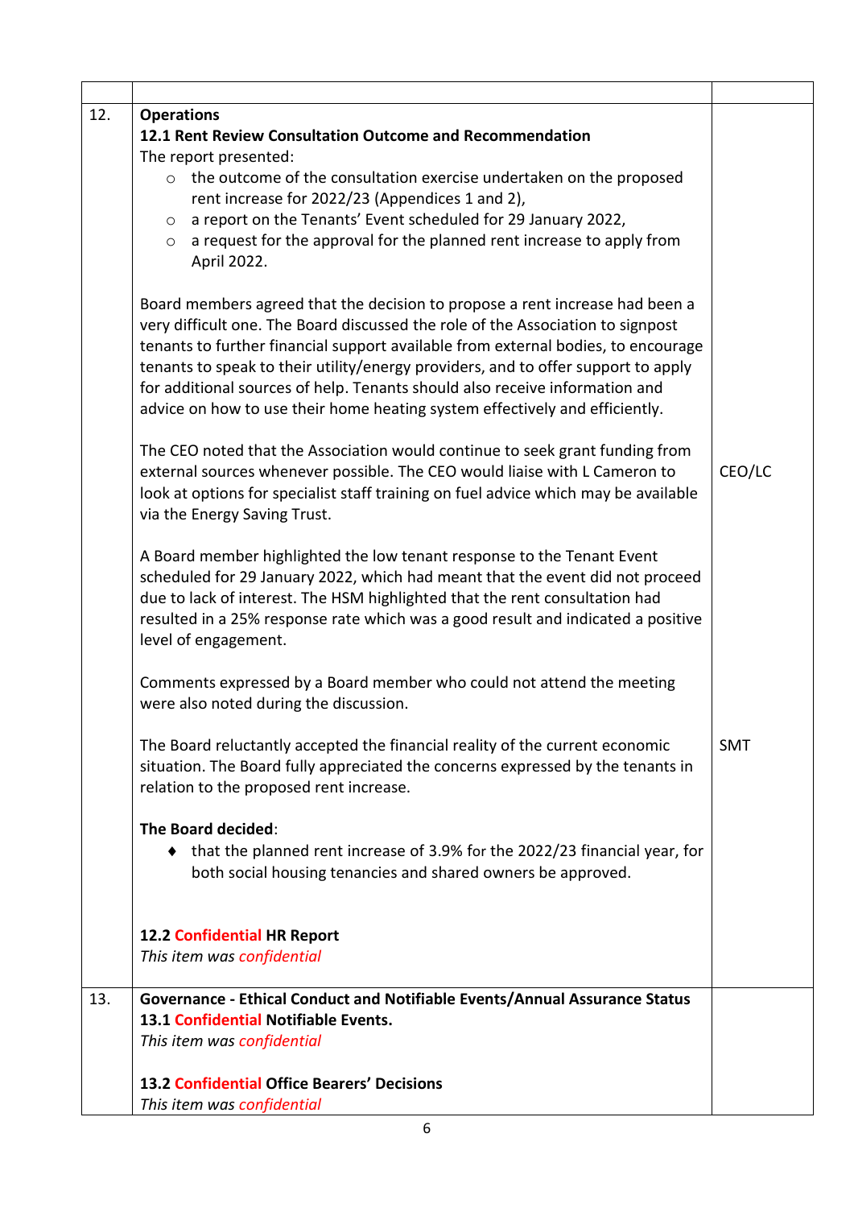| | | |
|---|---|---|
| 12. | **Operations**<br>**12.1 Rent Review Consultation Outcome and Recommendation**<br>The report presented:<br>○ the outcome of the consultation exercise undertaken on the proposed rent increase for 2022/23 (Appendices 1 and 2),<br>○ a report on the Tenants' Event scheduled for 29 January 2022,<br>○ a request for the approval for the planned rent increase to apply from April 2022.<br><br>Board members agreed that the decision to propose a rent increase had been a very difficult one. The Board discussed the role of the Association to signpost tenants to further financial support available from external bodies, to encourage tenants to speak to their utility/energy providers, and to offer support to apply for additional sources of help. Tenants should also receive information and advice on how to use their home heating system effectively and efficiently.<br><br>The CEO noted that the Association would continue to seek grant funding from external sources whenever possible. The CEO would liaise with L Cameron to look at options for specialist staff training on fuel advice which may be available via the Energy Saving Trust.<br><br>A Board member highlighted the low tenant response to the Tenant Event scheduled for 29 January 2022, which had meant that the event did not proceed due to lack of interest. The HSM highlighted that the rent consultation had resulted in a 25% response rate which was a good result and indicated a positive level of engagement.<br><br>Comments expressed by a Board member who could not attend the meeting were also noted during the discussion.<br><br>The Board reluctantly accepted the financial reality of the current economic situation. The Board fully appreciated the concerns expressed by the tenants in relation to the proposed rent increase.<br><br>**The Board decided**:<br>♦ that the planned rent increase of 3.9% for the 2022/23 financial year, for both social housing tenancies and shared owners be approved.<br><br>**12.2 Confidential HR Report**<br>*This item was confidential* | CEO/LC<br><br>SMT |
| 13. | **Governance - Ethical Conduct and Notifiable Events/Annual Assurance Status**<br>**13.1 Confidential Notifiable Events.**<br>*This item was confidential*<br><br>**13.2 Confidential Office Bearers' Decisions**<br>*This item was confidential* | |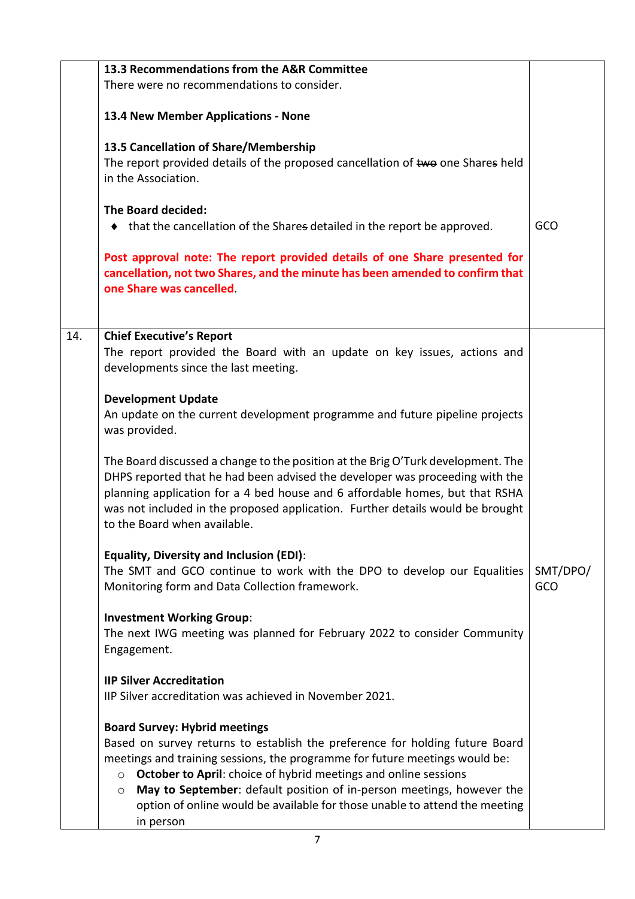| | | |
|---|---|---|
| | **13.3 Recommendations from the A&R Committee**<br>There were no recommendations to consider.<br><br>**13.4 New Member Applications - None**<br><br>**13.5 Cancellation of Share/Membership**<br>The report provided details of the proposed cancellation of ~~two~~ one Share~~s~~ held in the Association.<br><br>**The Board decided:**<br>♦ that the cancellation of the Share~~s~~ detailed in the report be approved.<br><br>**Post approval note: The report provided details of one Share presented for cancellation, not two Shares, and the minute has been amended to confirm that one Share was cancelled**. | <br><br><br><br><br><br><br><br><br>GCO |
| 14. | **Chief Executive's Report**<br>The report provided the Board with an update on key issues, actions and developments since the last meeting.<br><br>**Development Update**<br>An update on the current development programme and future pipeline projects was provided.<br><br>The Board discussed a change to the position at the Brig O'Turk development. The DHPS reported that he had been advised the developer was proceeding with the planning application for a 4 bed house and 6 affordable homes, but that RSHA was not included in the proposed application. Further details would be brought to the Board when available.<br><br>**Equality, Diversity and Inclusion (EDI)**:<br>The SMT and GCO continue to work with the DPO to develop our Equalities Monitoring form and Data Collection framework.<br><br>**Investment Working Group**:<br>The next IWG meeting was planned for February 2022 to consider Community Engagement.<br><br>**IIP Silver Accreditation**<br>IIP Silver accreditation was achieved in November 2021.<br><br>**Board Survey: Hybrid meetings**<br>Based on survey returns to establish the preference for holding future Board meetings and training sessions, the programme for future meetings would be:<br>○ **October to April**: choice of hybrid meetings and online sessions<br>○ **May to September**: default position of in-person meetings, however the option of online would be available for those unable to attend the meeting in person | <br><br><br><br><br><br><br><br><br><br><br><br><br><br>SMT/DPO/ GCO |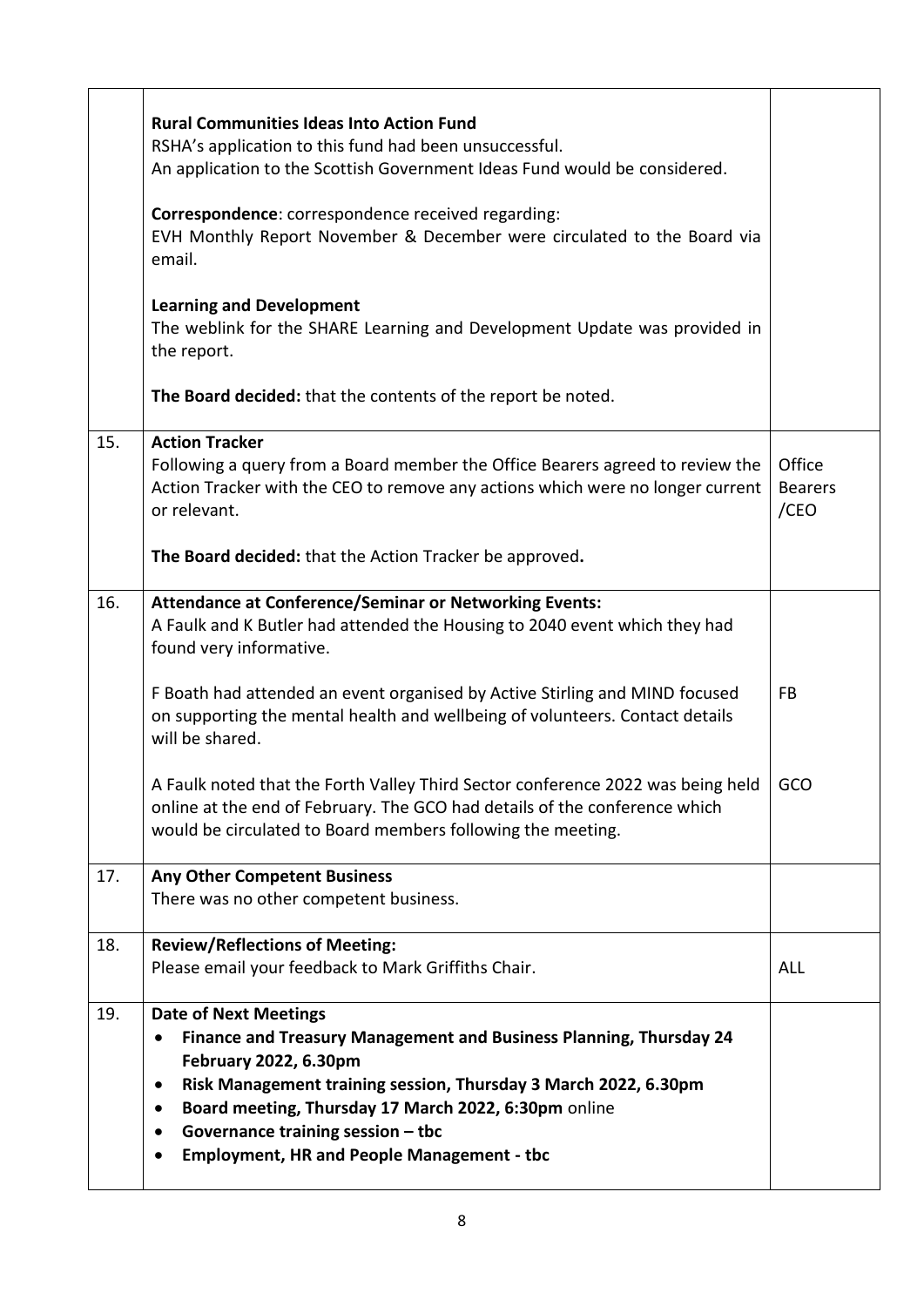| | | |
|---|---|---|
| | **Rural Communities Ideas Into Action Fund**<br>RSHA's application to this fund had been unsuccessful.<br>An application to the Scottish Government Ideas Fund would be considered.<br><br>**Correspondence**: correspondence received regarding:<br>EVH Monthly Report November & December were circulated to the Board via email.<br><br>**Learning and Development**<br>The weblink for the SHARE Learning and Development Update was provided in the report.<br><br>**The Board decided:** that the contents of the report be noted. | |
| 15. | **Action Tracker**<br>Following a query from a Board member the Office Bearers agreed to review the Action Tracker with the CEO to remove any actions which were no longer current or relevant.<br><br>**The Board decided:** that the Action Tracker be approved**.** | Office Bearers /CEO |
| 16. | **Attendance at Conference/Seminar or Networking Events:**<br>A Faulk and K Butler had attended the Housing to 2040 event which they had found very informative.<br><br>F Boath had attended an event organised by Active Stirling and MIND focused on supporting the mental health and wellbeing of volunteers. Contact details will be shared.<br><br>A Faulk noted that the Forth Valley Third Sector conference 2022 was being held online at the end of February. The GCO had details of the conference which would be circulated to Board members following the meeting. | FB<br><br><br>GCO |
| 17. | **Any Other Competent Business**<br>There was no other competent business. | |
| 18. | **Review/Reflections of Meeting:**<br>Please email your feedback to Mark Griffiths Chair. | ALL |
| 19. | **Date of Next Meetings**<br>• **Finance and Treasury Management and Business Planning, Thursday 24 February 2022, 6.30pm**<br>• **Risk Management training session, Thursday 3 March 2022, 6.30pm**<br>• **Board meeting, Thursday 17 March 2022, 6:30pm** online<br>• **Governance training session – tbc**<br>• **Employment, HR and People Management - tbc** | |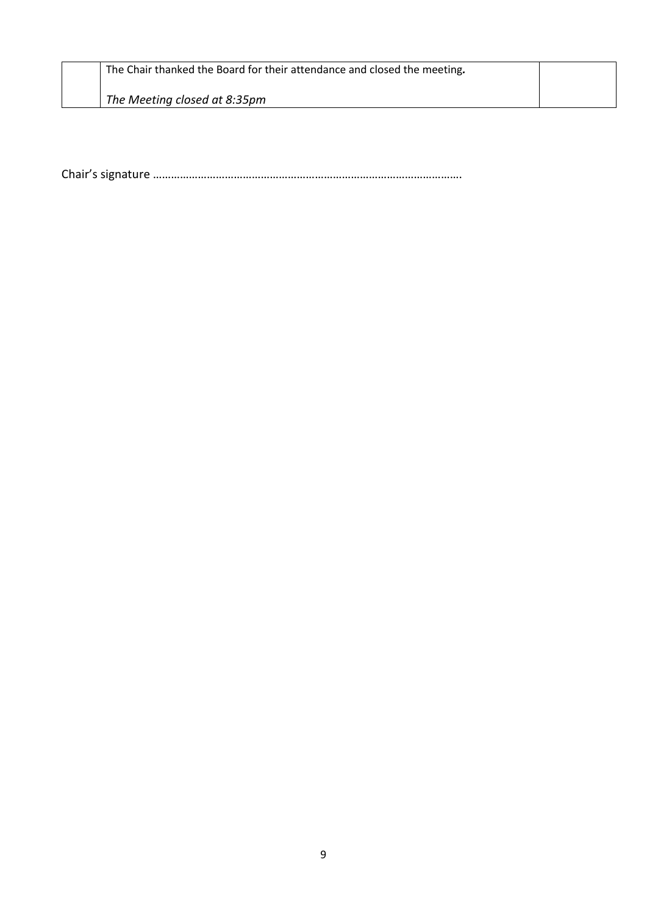| | | |
|---|---|---|
| | The Chair thanked the Board for their attendance and closed the meeting. <br><br> *The Meeting closed at 8:35pm* | |

Chair's signature …………………………………………………………………………………………….